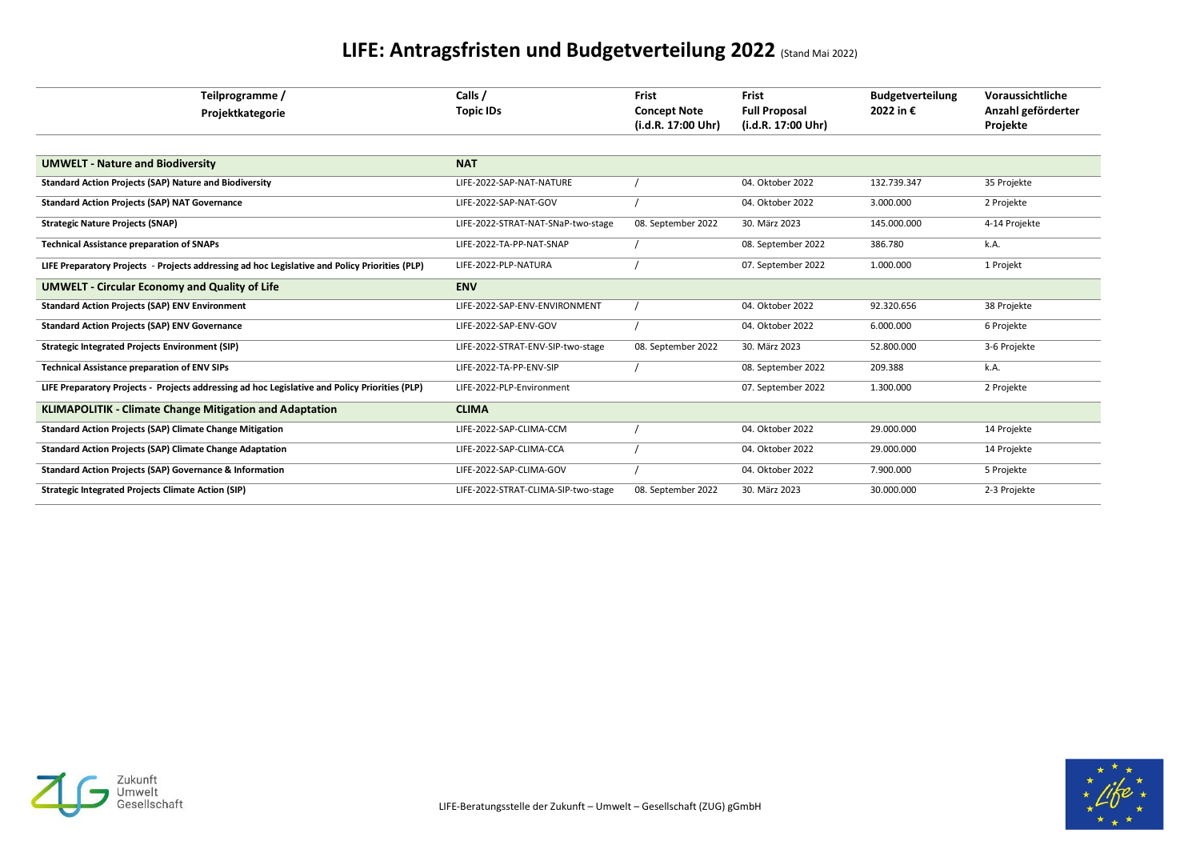# LIFE: Antragsfristen und Budgetverteilung 2022 (Stand Mai 2022)

| Teilprogramme / Projektkategorie | Calls / Topic IDs | Frist Concept Note (i.d.R. 17:00 Uhr) | Frist Full Proposal (i.d.R. 17:00 Uhr) | Budgetverteilung 2022 in € | Voraussichtliche Anzahl geförderter Projekte |
|---|---|---|---|---|---|
| **UMWELT - Nature and Biodiversity** | **NAT** | | | | |
| **Standard Action Projects (SAP) Nature and Biodiversity** | LIFE-2022-SAP-NAT-NATURE | / | 04. Oktober 2022 | 132.739.347 | 35 Projekte |
| **Standard Action Projects (SAP) NAT Governance** | LIFE-2022-SAP-NAT-GOV | / | 04. Oktober 2022 | 3.000.000 | 2 Projekte |
| **Strategic Nature Projects (SNAP)** | LIFE-2022-STRAT-NAT-SNaP-two-stage | 08. September 2022 | 30. März 2023 | 145.000.000 | 4-14 Projekte |
| **Technical Assistance preparation of SNAPs** | LIFE-2022-TA-PP-NAT-SNAP | / | 08. September 2022 | 386.780 | k.A. |
| **LIFE Preparatory Projects - Projects addressing ad hoc Legislative and Policy Priorities (PLP)** | LIFE-2022-PLP-NATURA | / | 07. September 2022 | 1.000.000 | 1 Projekt |
| **UMWELT - Circular Economy and Quality of Life** | **ENV** | | | | |
| **Standard Action Projects (SAP) ENV Environment** | LIFE-2022-SAP-ENV-ENVIRONMENT | / | 04. Oktober 2022 | 92.320.656 | 38 Projekte |
| **Standard Action Projects (SAP) ENV Governance** | LIFE-2022-SAP-ENV-GOV | / | 04. Oktober 2022 | 6.000.000 | 6 Projekte |
| **Strategic Integrated Projects Environment (SIP)** | LIFE-2022-STRAT-ENV-SIP-two-stage | 08. September 2022 | 30. März 2023 | 52.800.000 | 3-6 Projekte |
| **Technical Assistance preparation of ENV SIPs** | LIFE-2022-TA-PP-ENV-SIP | / | 08. September 2022 | 209.388 | k.A. |
| **LIFE Preparatory Projects - Projects addressing ad hoc Legislative and Policy Priorities (PLP)** | LIFE-2022-PLP-Environment | | 07. September 2022 | 1.300.000 | 2 Projekte |
| **KLIMAPOLITIK - Climate Change Mitigation and Adaptation** | **CLIMA** | | | | |
| **Standard Action Projects (SAP) Climate Change Mitigation** | LIFE-2022-SAP-CLIMA-CCM | / | 04. Oktober 2022 | 29.000.000 | 14 Projekte |
| **Standard Action Projects (SAP) Climate Change Adaptation** | LIFE-2022-SAP-CLIMA-CCA | / | 04. Oktober 2022 | 29.000.000 | 14 Projekte |
| **Standard Action Projects (SAP) Governance & Information** | LIFE-2022-SAP-CLIMA-GOV | / | 04. Oktober 2022 | 7.900.000 | 5 Projekte |
| **Strategic Integrated Projects Climate Action (SIP)** | LIFE-2022-STRAT-CLIMA-SIP-two-stage | 08. September 2022 | 30. März 2023 | 30.000.000 | 2-3 Projekte |

Zukunft Umwelt Gesellschaft

LIFE-Beratungsstelle der Zukunft – Umwelt – Gesellschaft (ZUG) gGmbH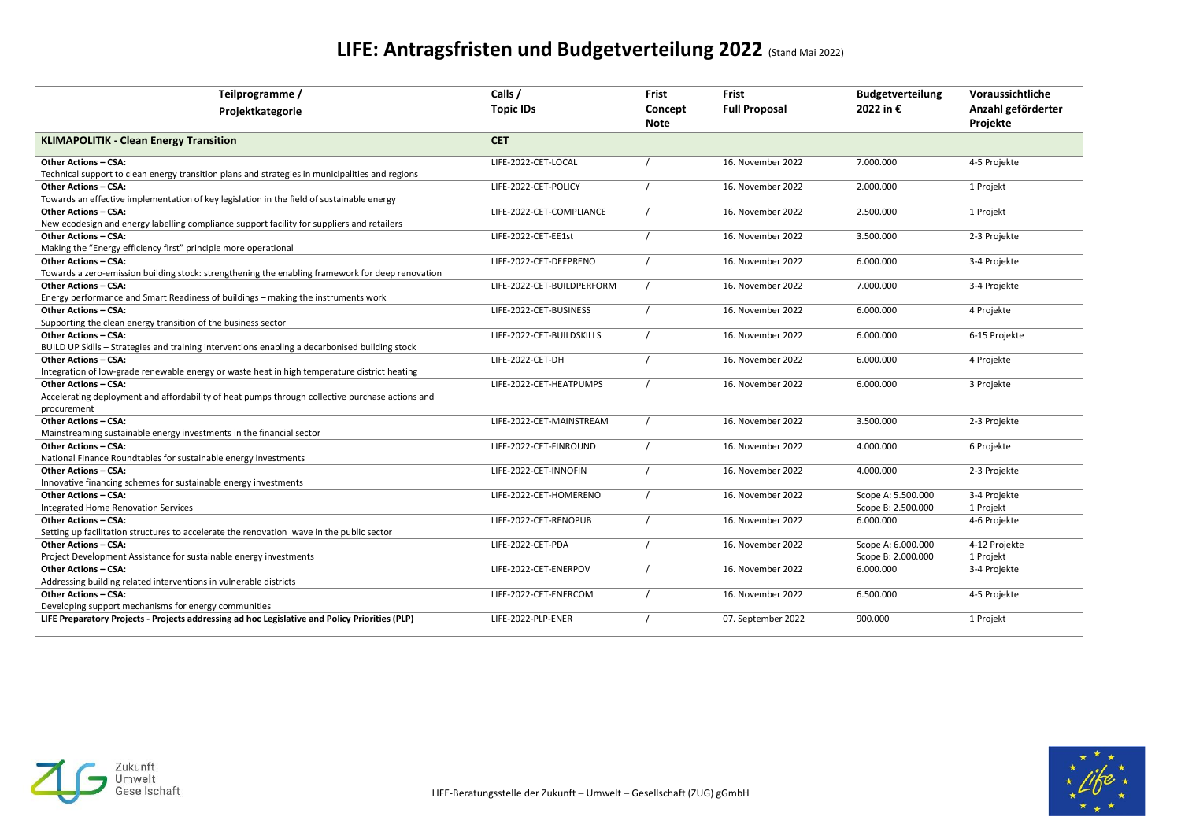# LIFE: Antragsfristen und Budgetverteilung 2022 (Stand Mai 2022)

| Teilprogramme / Projektkategorie | Calls / Topic IDs | Frist Concept Note | Frist Full Proposal | Budgetverteilung 2022 in € | Voraussichtliche Anzahl geförderter Projekte |
|---|---|---|---|---|---|
| **KLIMAPOLITIK - Clean Energy Transition** | **CET** | | | | |
| **Other Actions – CSA:** Technical support to clean energy transition plans and strategies in municipalities and regions | LIFE-2022-CET-LOCAL | / | 16. November 2022 | 7.000.000 | 4-5 Projekte |
| **Other Actions – CSA:** Towards an effective implementation of key legislation in the field of sustainable energy | LIFE-2022-CET-POLICY | / | 16. November 2022 | 2.000.000 | 1 Projekt |
| **Other Actions – CSA:** New ecodesign and energy labelling compliance support facility for suppliers and retailers | LIFE-2022-CET-COMPLIANCE | / | 16. November 2022 | 2.500.000 | 1 Projekt |
| **Other Actions – CSA:** Making the “Energy efficiency first” principle more operational | LIFE-2022-CET-EE1st | / | 16. November 2022 | 3.500.000 | 2-3 Projekte |
| **Other Actions – CSA:** Towards a zero-emission building stock: strengthening the enabling framework for deep renovation | LIFE-2022-CET-DEEPRENO | / | 16. November 2022 | 6.000.000 | 3-4 Projekte |
| **Other Actions – CSA:** Energy performance and Smart Readiness of buildings – making the instruments work | LIFE-2022-CET-BUILDPERFORM | / | 16. November 2022 | 7.000.000 | 3-4 Projekte |
| **Other Actions – CSA:** Supporting the clean energy transition of the business sector | LIFE-2022-CET-BUSINESS | / | 16. November 2022 | 6.000.000 | 4 Projekte |
| **Other Actions – CSA:** BUILD UP Skills – Strategies and training interventions enabling a decarbonised building stock | LIFE-2022-CET-BUILDSKILLS | / | 16. November 2022 | 6.000.000 | 6-15 Projekte |
| **Other Actions – CSA:** Integration of low-grade renewable energy or waste heat in high temperature district heating | LIFE-2022-CET-DH | / | 16. November 2022 | 6.000.000 | 4 Projekte |
| **Other Actions – CSA:** Accelerating deployment and affordability of heat pumps through collective purchase actions and procurement | LIFE-2022-CET-HEATPUMPS | / | 16. November 2022 | 6.000.000 | 3 Projekte |
| **Other Actions – CSA:** Mainstreaming sustainable energy investments in the financial sector | LIFE-2022-CET-MAINSTREAM | / | 16. November 2022 | 3.500.000 | 2-3 Projekte |
| **Other Actions – CSA:** National Finance Roundtables for sustainable energy investments | LIFE-2022-CET-FINROUND | / | 16. November 2022 | 4.000.000 | 6 Projekte |
| **Other Actions – CSA:** Innovative financing schemes for sustainable energy investments | LIFE-2022-CET-INNOFIN | / | 16. November 2022 | 4.000.000 | 2-3 Projekte |
| **Other Actions – CSA:** Integrated Home Renovation Services | LIFE-2022-CET-HOMERENO | / | 16. November 2022 | Scope A: 5.500.000<br>Scope B: 2.500.000 | 3-4 Projekte<br>1 Projekt |
| **Other Actions – CSA:** Setting up facilitation structures to accelerate the renovation wave in the public sector | LIFE-2022-CET-RENOPUB | / | 16. November 2022 | 6.000.000 | 4-6 Projekte |
| **Other Actions – CSA:** Project Development Assistance for sustainable energy investments | LIFE-2022-CET-PDA | / | 16. November 2022 | Scope A: 6.000.000<br>Scope B: 2.000.000 | 4-12 Projekte<br>1 Projekt |
| **Other Actions – CSA:** Addressing building related interventions in vulnerable districts | LIFE-2022-CET-ENERPOV | / | 16. November 2022 | 6.000.000 | 3-4 Projekte |
| **Other Actions – CSA:** Developing support mechanisms for energy communities | LIFE-2022-CET-ENERCOM | / | 16. November 2022 | 6.500.000 | 4-5 Projekte |
| **LIFE Preparatory Projects - Projects addressing ad hoc Legislative and Policy Priorities (PLP)** | LIFE-2022-PLP-ENER | / | 07. September 2022 | 900.000 | 1 Projekt |

Zukunft Umwelt Gesellschaft

LIFE-Beratungsstelle der Zukunft – Umwelt – Gesellschaft (ZUG) gGmbH